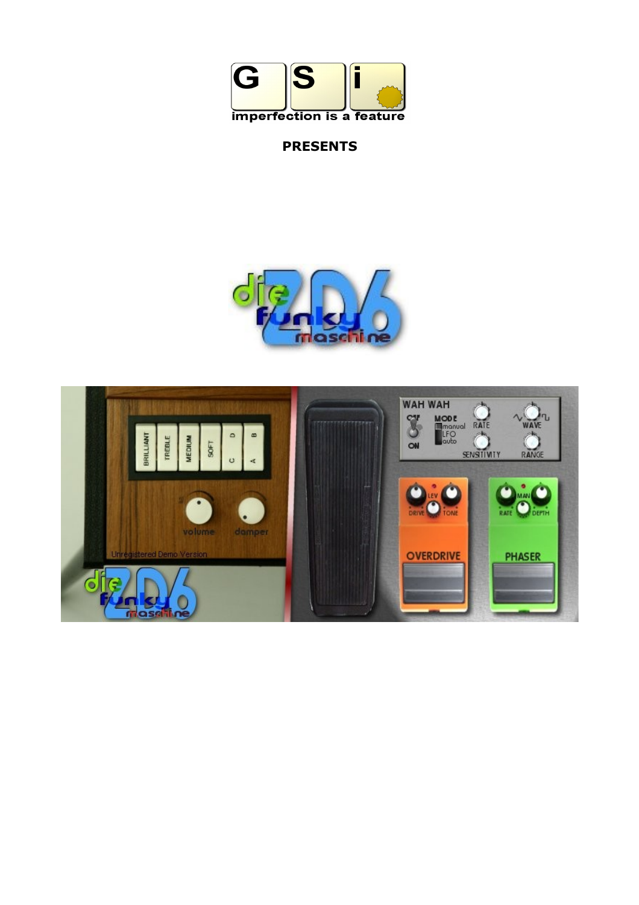**PRESENTS**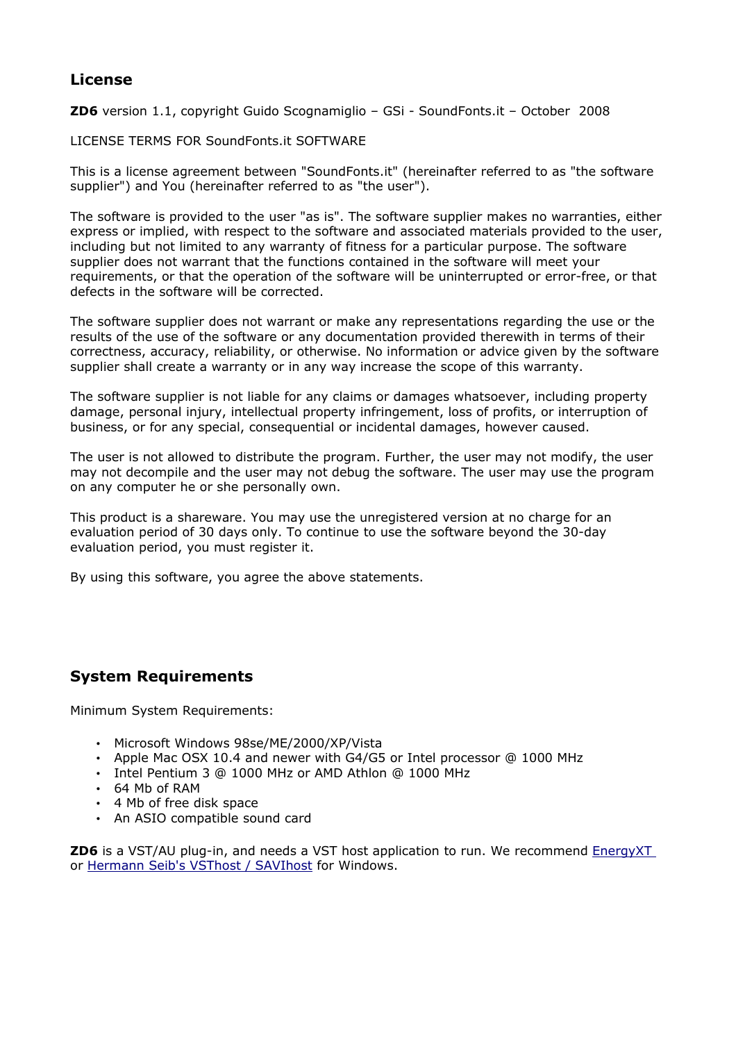## License

**ZD6** version 1.1, copyright Guido Scognamiglio – GSi - SoundFonts.it – October 2008

LICENSE TERMS FOR SoundFonts.it SOFTWARE

This is a license agreement between "SoundFonts.it" (hereinafter referred to as "the software supplier") and You (hereinafter referred to as "the user").

The software is provided to the user "as is". The software supplier makes no warranties, either express or implied, with respect to the software and associated materials provided to the user, including but not limited to any warranty of fitness for a particular purpose. The software supplier does not warrant that the functions contained in the software will meet your requirements, or that the operation of the software will be uninterrupted or error-free, or that defects in the software will be corrected.

The software supplier does not warrant or make any representations regarding the use or the results of the use of the software or any documentation provided therewith in terms of their correctness, accuracy, reliability, or otherwise. No information or advice given by the software supplier shall create a warranty or in any way increase the scope of this warranty.

The software supplier is not liable for any claims or damages whatsoever, including property damage, personal injury, intellectual property infringement, loss of profits, or interruption of business, or for any special, consequential or incidental damages, however caused.

The user is not allowed to distribute the program. Further, the user may not modify, the user may not decompile and the user may not debug the software. The user may use the program on any computer he or she personally own.

This product is a shareware. You may use the unregistered version at no charge for an evaluation period of 30 days only. To continue to use the software beyond the 30-day evaluation period, you must register it.

By using this software, you agree the above statements.

## System Requirements

Minimum System Requirements:

- Microsoft Windows 98se/ME/2000/XP/Vista
- Apple Mac OSX 10.4 and newer with G4/G5 or Intel processor @ 1000 MHz
- Intel Pentium 3 @ 1000 MHz or AMD Athlon @ 1000 MHz
- 64 Mb of RAM
- 4 Mb of free disk space
- An ASIO compatible sound card

**ZD6** is a VST/AU plug-in, and needs a VST host application to run. We recommend EnergyXT or Hermann Seib's VSThost / SAVIhost for Windows.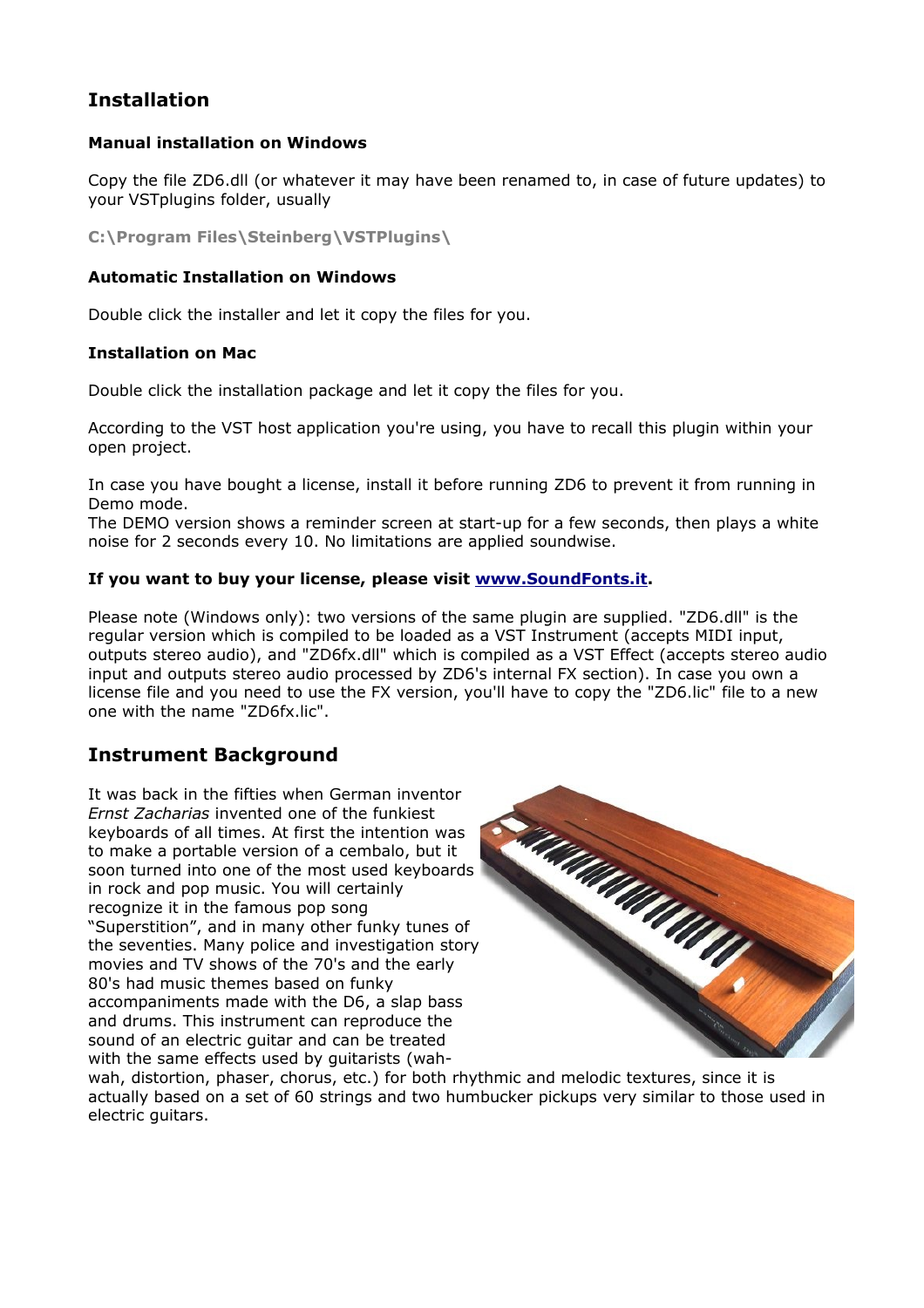## Installation

### Manual installation on Windows

Copy the file ZD6.dll (or whatever it may have been renamed to, in case of future updates) to your VSTplugins folder, usually

**C:\Program Files\Steinberg\VSTPlugins\**

### Automatic Installation on Windows

Double click the installer and let it copy the files for you.

### Installation on Mac

Double click the installation package and let it copy the files for you.

According to the VST host application you're using, you have to recall this plugin within your open project.

In case you have bought a license, install it before running ZD6 to prevent it from running in Demo mode.
The DEMO version shows a reminder screen at start-up for a few seconds, then plays a white noise for 2 seconds every 10. No limitations are applied soundwise.

**If you want to buy your license, please visit [www.SoundFonts.it](www.SoundFonts.it).**

Please note (Windows only): two versions of the same plugin are supplied. "ZD6.dll" is the regular version which is compiled to be loaded as a VST Instrument (accepts MIDI input, outputs stereo audio), and "ZD6fx.dll" which is compiled as a VST Effect (accepts stereo audio input and outputs stereo audio processed by ZD6's internal FX section). In case you own a license file and you need to use the FX version, you'll have to copy the "ZD6.lic" file to a new one with the name "ZD6fx.lic".

## Instrument Background

It was back in the fifties when German inventor *Ernst Zacharias* invented one of the funkiest keyboards of all times. At first the intention was to make a portable version of a cembalo, but it soon turned into one of the most used keyboards in rock and pop music. You will certainly recognize it in the famous pop song "Superstition", and in many other funky tunes of the seventies. Many police and investigation story movies and TV shows of the 70's and the early 80's had music themes based on funky accompaniments made with the D6, a slap bass and drums. This instrument can reproduce the sound of an electric guitar and can be treated with the same effects used by guitarists (wah-wah, distortion, phaser, chorus, etc.) for both rhythmic and melodic textures, since it is actually based on a set of 60 strings and two humbucker pickups very similar to those used in electric guitars.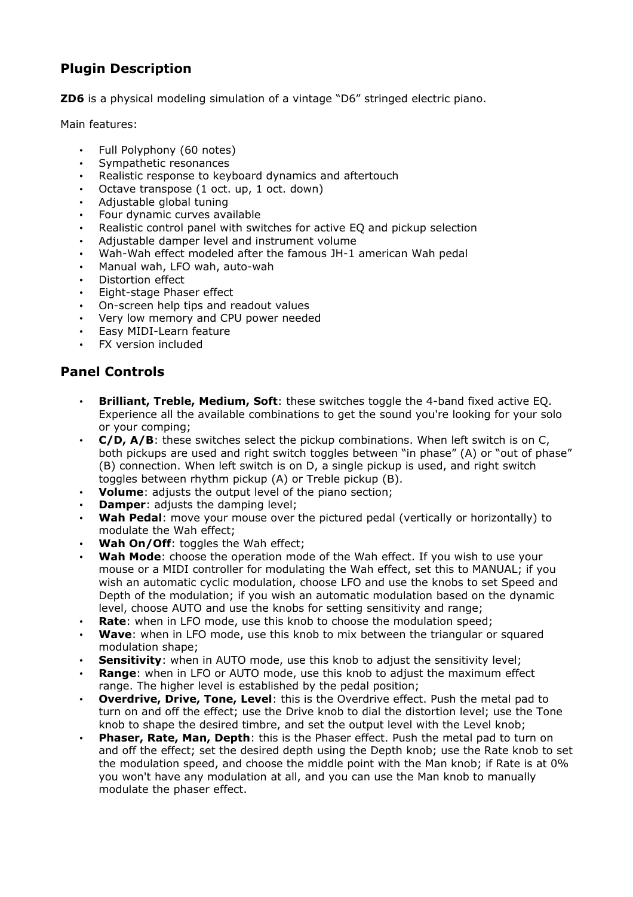## Plugin Description

**ZD6** is a physical modeling simulation of a vintage "D6" stringed electric piano.

Main features:

- Full Polyphony (60 notes)
- Sympathetic resonances
- Realistic response to keyboard dynamics and aftertouch
- Octave transpose (1 oct. up, 1 oct. down)
- Adjustable global tuning
- Four dynamic curves available
- Realistic control panel with switches for active EQ and pickup selection
- Adjustable damper level and instrument volume
- Wah-Wah effect modeled after the famous JH-1 american Wah pedal
- Manual wah, LFO wah, auto-wah
- Distortion effect
- Eight-stage Phaser effect
- On-screen help tips and readout values
- Very low memory and CPU power needed
- Easy MIDI-Learn feature
- FX version included

## Panel Controls

- **Brilliant, Treble, Medium, Soft**: these switches toggle the 4-band fixed active EQ. Experience all the available combinations to get the sound you're looking for your solo or your comping;
- **C/D, A/B**: these switches select the pickup combinations. When left switch is on C, both pickups are used and right switch toggles between "in phase" (A) or "out of phase" (B) connection. When left switch is on D, a single pickup is used, and right switch toggles between rhythm pickup (A) or Treble pickup (B).
- **Volume**: adjusts the output level of the piano section;
- **Damper**: adjusts the damping level;
- **Wah Pedal**: move your mouse over the pictured pedal (vertically or horizontally) to modulate the Wah effect;
- **Wah On/Off**: toggles the Wah effect;
- **Wah Mode**: choose the operation mode of the Wah effect. If you wish to use your mouse or a MIDI controller for modulating the Wah effect, set this to MANUAL; if you wish an automatic cyclic modulation, choose LFO and use the knobs to set Speed and Depth of the modulation; if you wish an automatic modulation based on the dynamic level, choose AUTO and use the knobs for setting sensitivity and range;
- **Rate**: when in LFO mode, use this knob to choose the modulation speed;
- **Wave**: when in LFO mode, use this knob to mix between the triangular or squared modulation shape;
- **Sensitivity**: when in AUTO mode, use this knob to adjust the sensitivity level;
- **Range**: when in LFO or AUTO mode, use this knob to adjust the maximum effect range. The higher level is established by the pedal position;
- **Overdrive, Drive, Tone, Level**: this is the Overdrive effect. Push the metal pad to turn on and off the effect; use the Drive knob to dial the distortion level; use the Tone knob to shape the desired timbre, and set the output level with the Level knob;
- **Phaser, Rate, Man, Depth**: this is the Phaser effect. Push the metal pad to turn on and off the effect; set the desired depth using the Depth knob; use the Rate knob to set the modulation speed, and choose the middle point with the Man knob; if Rate is at 0% you won't have any modulation at all, and you can use the Man knob to manually modulate the phaser effect.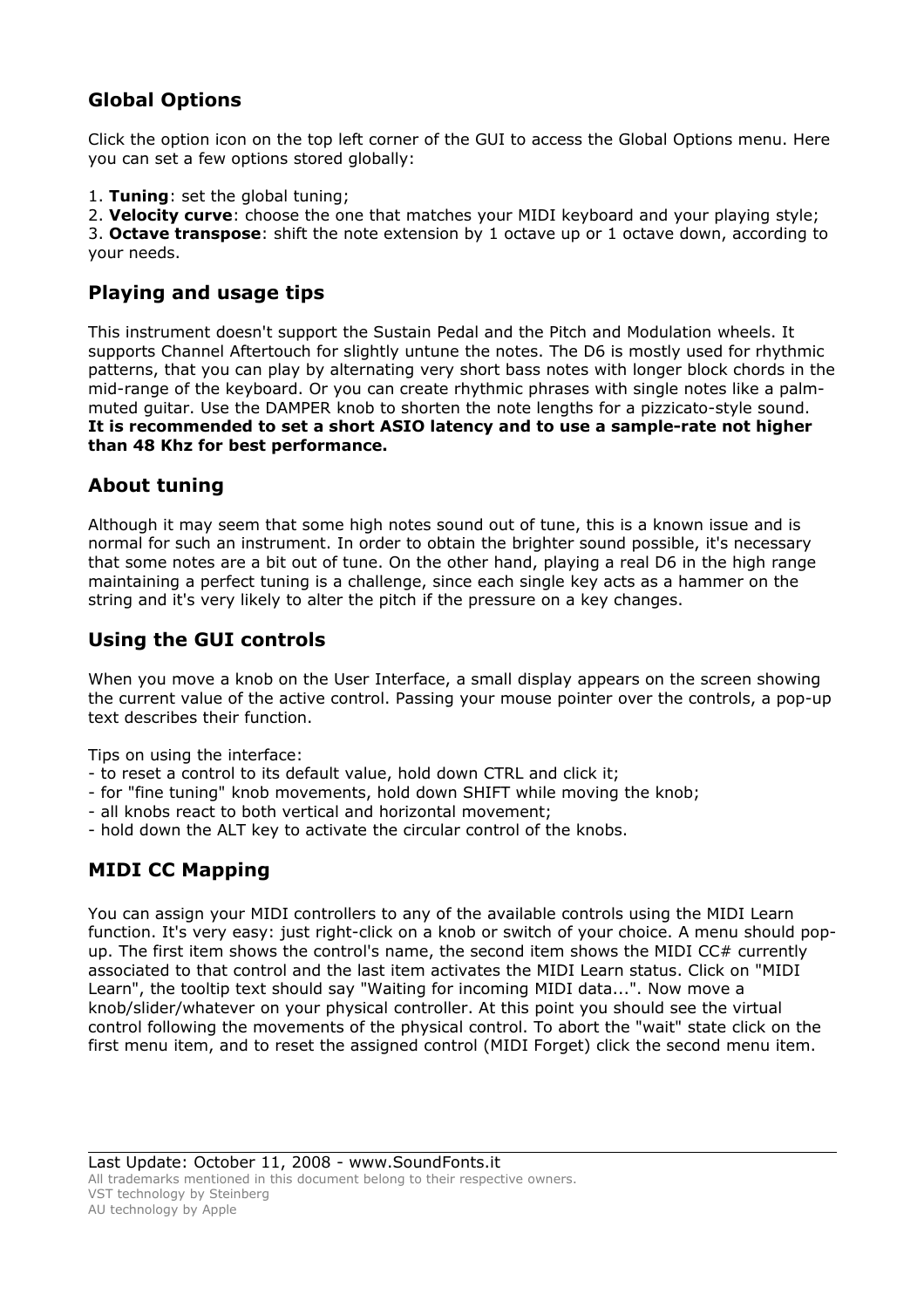## Global Options

Click the option icon on the top left corner of the GUI to access the Global Options menu. Here you can set a few options stored globally:

1. **Tuning**: set the global tuning;
2. **Velocity curve**: choose the one that matches your MIDI keyboard and your playing style;
3. **Octave transpose**: shift the note extension by 1 octave up or 1 octave down, according to your needs.

## Playing and usage tips

This instrument doesn't support the Sustain Pedal and the Pitch and Modulation wheels. It supports Channel Aftertouch for slightly untune the notes. The D6 is mostly used for rhythmic patterns, that you can play by alternating very short bass notes with longer block chords in the mid-range of the keyboard. Or you can create rhythmic phrases with single notes like a palm-muted guitar. Use the DAMPER knob to shorten the note lengths for a pizzicato-style sound.
**It is recommended to set a short ASIO latency and to use a sample-rate not higher than 48 Khz for best performance.**

## About tuning

Although it may seem that some high notes sound out of tune, this is a known issue and is normal for such an instrument. In order to obtain the brighter sound possible, it's necessary that some notes are a bit out of tune. On the other hand, playing a real D6 in the high range maintaining a perfect tuning is a challenge, since each single key acts as a hammer on the string and it's very likely to alter the pitch if the pressure on a key changes.

## Using the GUI controls

When you move a knob on the User Interface, a small display appears on the screen showing the current value of the active control. Passing your mouse pointer over the controls, a pop-up text describes their function.

Tips on using the interface:
- to reset a control to its default value, hold down CTRL and click it;
- for "fine tuning" knob movements, hold down SHIFT while moving the knob;
- all knobs react to both vertical and horizontal movement;
- hold down the ALT key to activate the circular control of the knobs.

## MIDI CC Mapping

You can assign your MIDI controllers to any of the available controls using the MIDI Learn function. It's very easy: just right-click on a knob or switch of your choice. A menu should pop-up. The first item shows the control's name, the second item shows the MIDI CC# currently associated to that control and the last item activates the MIDI Learn status. Click on "MIDI Learn", the tooltip text should say "Waiting for incoming MIDI data...". Now move a knob/slider/whatever on your physical controller. At this point you should see the virtual control following the movements of the physical control. To abort the "wait" state click on the first menu item, and to reset the assigned control (MIDI Forget) click the second menu item.

Last Update: October 11, 2008 - www.SoundFonts.it
All trademarks mentioned in this document belong to their respective owners.
VST technology by Steinberg
AU technology by Apple